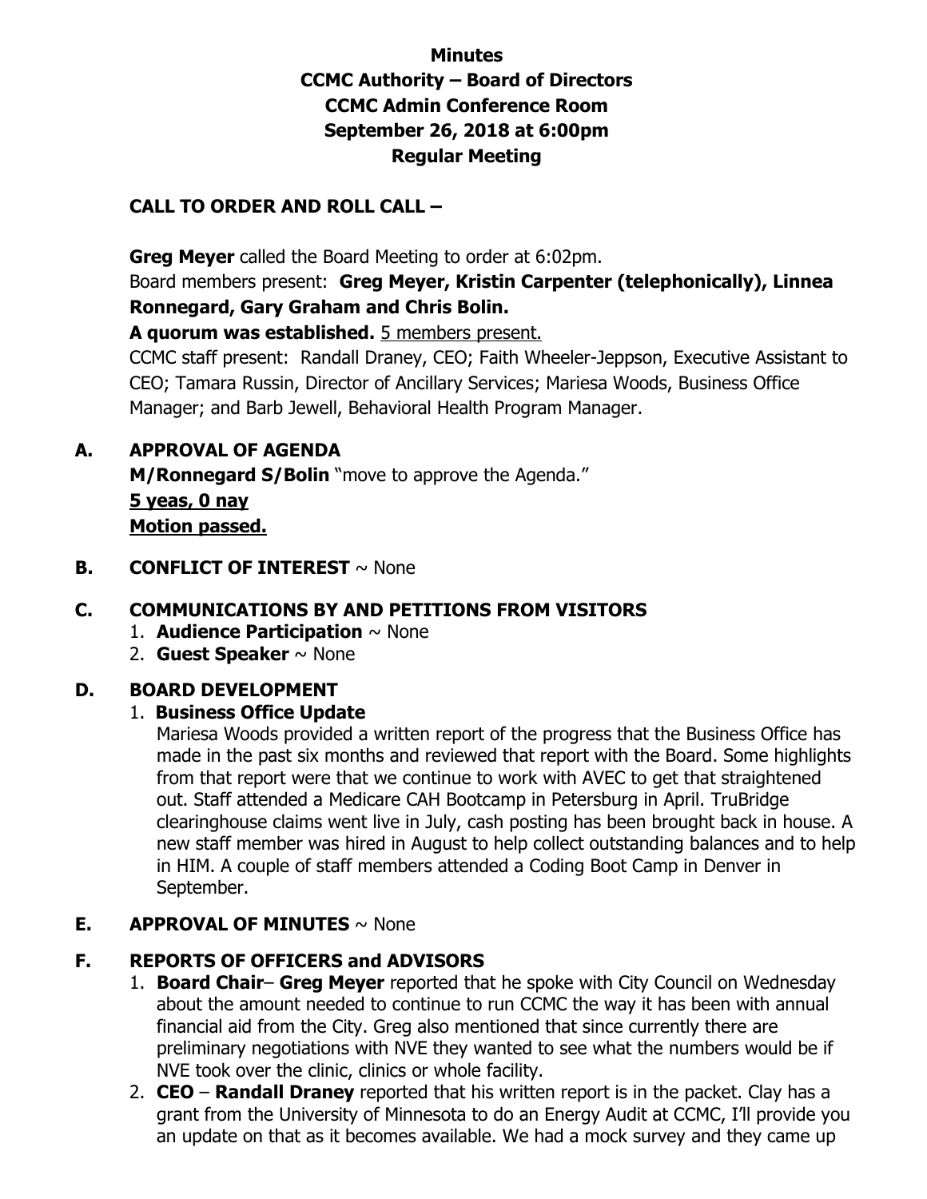# Minutes
# CCMC Authority – Board of Directors
# CCMC Admin Conference Room
# September 26, 2018 at 6:00pm
# Regular Meeting

## CALL TO ORDER AND ROLL CALL –

**Greg Meyer** called the Board Meeting to order at 6:02pm.

Board members present: **Greg Meyer, Kristin Carpenter (telephonically), Linnea Ronnegard, Gary Graham and Chris Bolin.**

**A quorum was established.** 5 members present.

CCMC staff present: Randall Draney, CEO; Faith Wheeler-Jeppson, Executive Assistant to CEO; Tamara Russin, Director of Ancillary Services; Mariesa Woods, Business Office Manager; and Barb Jewell, Behavioral Health Program Manager.

## A. APPROVAL OF AGENDA

**M/Ronnegard S/Bolin** "move to approve the Agenda."

**5 yeas, 0 nay**

**Motion passed.**

## B. CONFLICT OF INTEREST ~ None

## C. COMMUNICATIONS BY AND PETITIONS FROM VISITORS

1. **Audience Participation** ~ None
2. **Guest Speaker** ~ None

## D. BOARD DEVELOPMENT

1. **Business Office Update**

   Mariesa Woods provided a written report of the progress that the Business Office has made in the past six months and reviewed that report with the Board. Some highlights from that report were that we continue to work with AVEC to get that straightened out. Staff attended a Medicare CAH Bootcamp in Petersburg in April. TruBridge clearinghouse claims went live in July, cash posting has been brought back in house. A new staff member was hired in August to help collect outstanding balances and to help in HIM. A couple of staff members attended a Coding Boot Camp in Denver in September.

## E. APPROVAL OF MINUTES ~ None

## F. REPORTS OF OFFICERS and ADVISORS

1. **Board Chair**– **Greg Meyer** reported that he spoke with City Council on Wednesday about the amount needed to continue to run CCMC the way it has been with annual financial aid from the City. Greg also mentioned that since currently there are preliminary negotiations with NVE they wanted to see what the numbers would be if NVE took over the clinic, clinics or whole facility.
2. **CEO** – **Randall Draney** reported that his written report is in the packet. Clay has a grant from the University of Minnesota to do an Energy Audit at CCMC, I'll provide you an update on that as it becomes available. We had a mock survey and they came up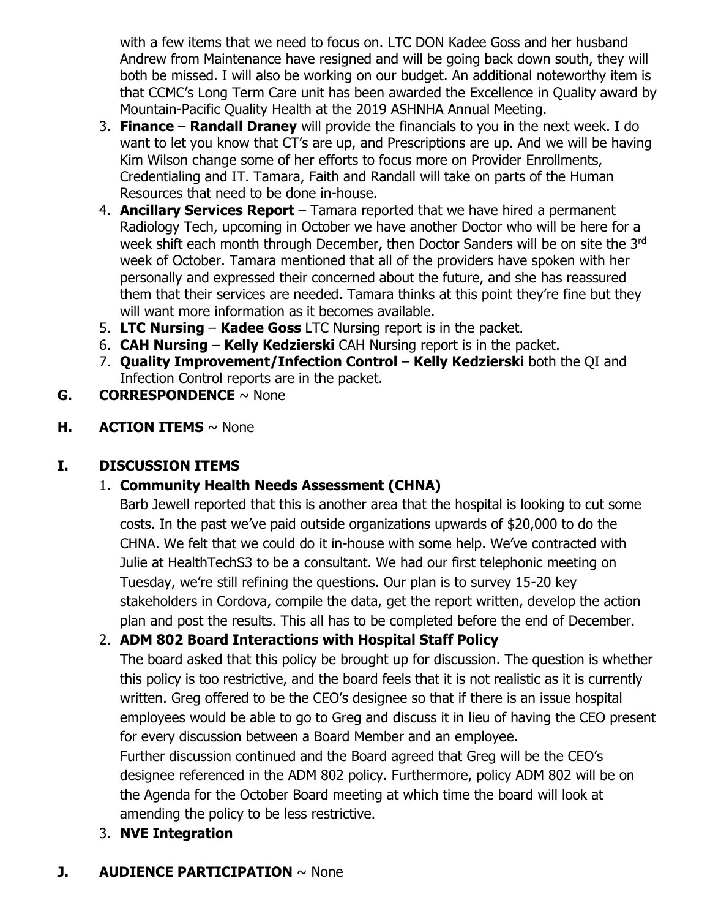with a few items that we need to focus on. LTC DON Kadee Goss and her husband Andrew from Maintenance have resigned and will be going back down south, they will both be missed. I will also be working on our budget. An additional noteworthy item is that CCMC's Long Term Care unit has been awarded the Excellence in Quality award by Mountain-Pacific Quality Health at the 2019 ASHNHA Annual Meeting.

3. **Finance** – **Randall Draney** will provide the financials to you in the next week. I do want to let you know that CT's are up, and Prescriptions are up. And we will be having Kim Wilson change some of her efforts to focus more on Provider Enrollments, Credentialing and IT. Tamara, Faith and Randall will take on parts of the Human Resources that need to be done in-house.
4. **Ancillary Services Report** – Tamara reported that we have hired a permanent Radiology Tech, upcoming in October we have another Doctor who will be here for a week shift each month through December, then Doctor Sanders will be on site the 3rd week of October. Tamara mentioned that all of the providers have spoken with her personally and expressed their concerned about the future, and she has reassured them that their services are needed. Tamara thinks at this point they're fine but they will want more information as it becomes available.
5. **LTC Nursing** – **Kadee Goss** LTC Nursing report is in the packet.
6. **CAH Nursing** – **Kelly Kedzierski** CAH Nursing report is in the packet.
7. **Quality Improvement/Infection Control** – **Kelly Kedzierski** both the QI and Infection Control reports are in the packet.

## G. CORRESPONDENCE ~ None

## H. ACTION ITEMS ~ None

## I. DISCUSSION ITEMS

1. **Community Health Needs Assessment (CHNA)**

   Barb Jewell reported that this is another area that the hospital is looking to cut some costs. In the past we've paid outside organizations upwards of $20,000 to do the CHNA. We felt that we could do it in-house with some help. We've contracted with Julie at HealthTechS3 to be a consultant. We had our first telephonic meeting on Tuesday, we're still refining the questions. Our plan is to survey 15-20 key stakeholders in Cordova, compile the data, get the report written, develop the action plan and post the results. This all has to be completed before the end of December.

2. **ADM 802 Board Interactions with Hospital Staff Policy**

   The board asked that this policy be brought up for discussion. The question is whether this policy is too restrictive, and the board feels that it is not realistic as it is currently written. Greg offered to be the CEO's designee so that if there is an issue hospital employees would be able to go to Greg and discuss it in lieu of having the CEO present for every discussion between a Board Member and an employee.

   Further discussion continued and the Board agreed that Greg will be the CEO's designee referenced in the ADM 802 policy. Furthermore, policy ADM 802 will be on the Agenda for the October Board meeting at which time the board will look at amending the policy to be less restrictive.

3. **NVE Integration**

## J. AUDIENCE PARTICIPATION ~ None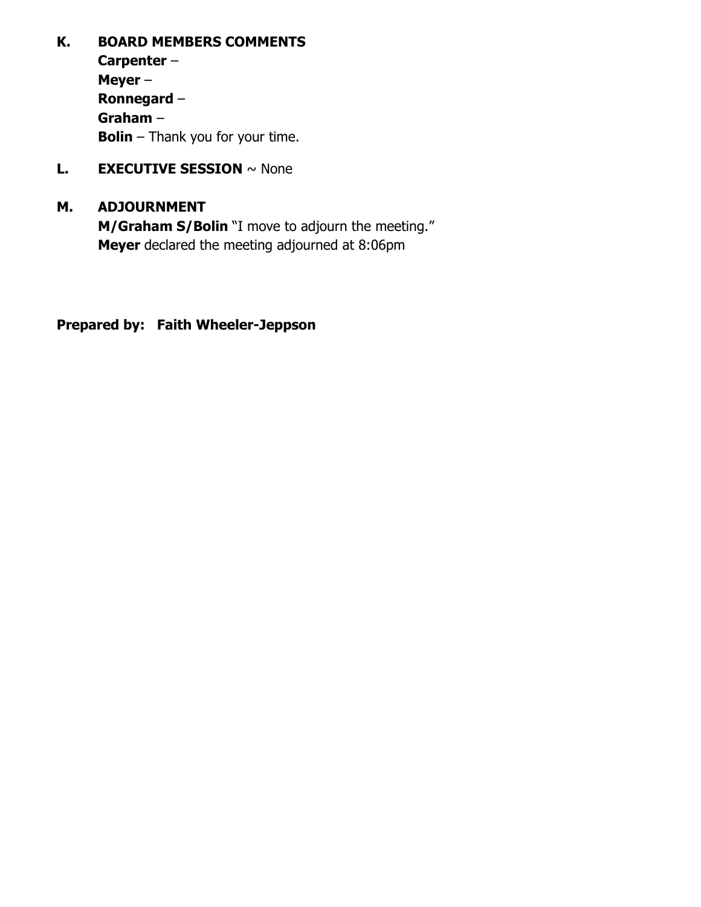**K. BOARD MEMBERS COMMENTS**

**Carpenter** –
**Meyer** –
**Ronnegard** –
**Graham** –
**Bolin** – Thank you for your time.

**L. EXECUTIVE SESSION** ~ None

**M. ADJOURNMENT**

**M/Graham S/Bolin** "I move to adjourn the meeting."
**Meyer** declared the meeting adjourned at 8:06pm

**Prepared by: Faith Wheeler-Jeppson**